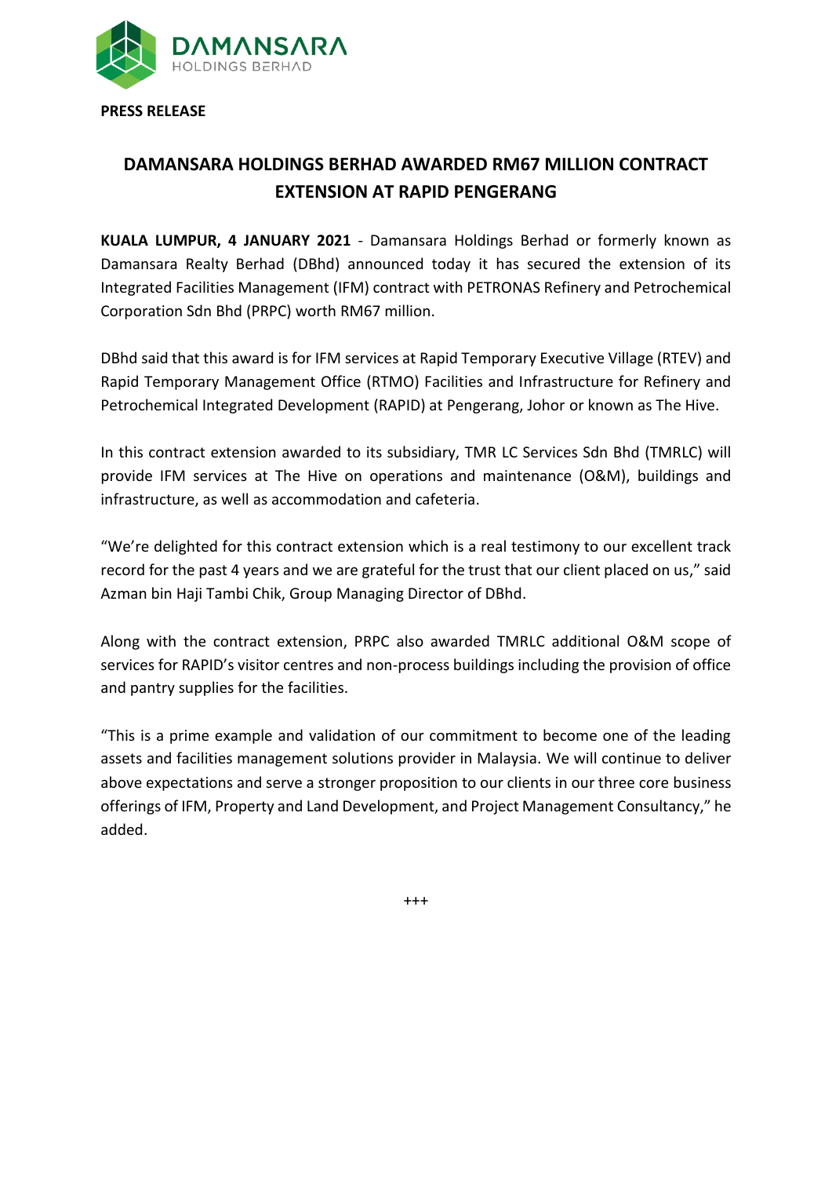**PRESS RELEASE**

# DAMANSARA HOLDINGS BERHAD AWARDED RM67 MILLION CONTRACT EXTENSION AT RAPID PENGERANG

**KUALA LUMPUR, 4 JANUARY 2021** - Damansara Holdings Berhad or formerly known as Damansara Realty Berhad (DBhd) announced today it has secured the extension of its Integrated Facilities Management (IFM) contract with PETRONAS Refinery and Petrochemical Corporation Sdn Bhd (PRPC) worth RM67 million.

DBhd said that this award is for IFM services at Rapid Temporary Executive Village (RTEV) and Rapid Temporary Management Office (RTMO) Facilities and Infrastructure for Refinery and Petrochemical Integrated Development (RAPID) at Pengerang, Johor or known as The Hive.

In this contract extension awarded to its subsidiary, TMR LC Services Sdn Bhd (TMRLC) will provide IFM services at The Hive on operations and maintenance (O&M), buildings and infrastructure, as well as accommodation and cafeteria.

"We're delighted for this contract extension which is a real testimony to our excellent track record for the past 4 years and we are grateful for the trust that our client placed on us," said Azman bin Haji Tambi Chik, Group Managing Director of DBhd.

Along with the contract extension, PRPC also awarded TMRLC additional O&M scope of services for RAPID's visitor centres and non-process buildings including the provision of office and pantry supplies for the facilities.

"This is a prime example and validation of our commitment to become one of the leading assets and facilities management solutions provider in Malaysia. We will continue to deliver above expectations and serve a stronger proposition to our clients in our three core business offerings of IFM, Property and Land Development, and Project Management Consultancy," he added.

+++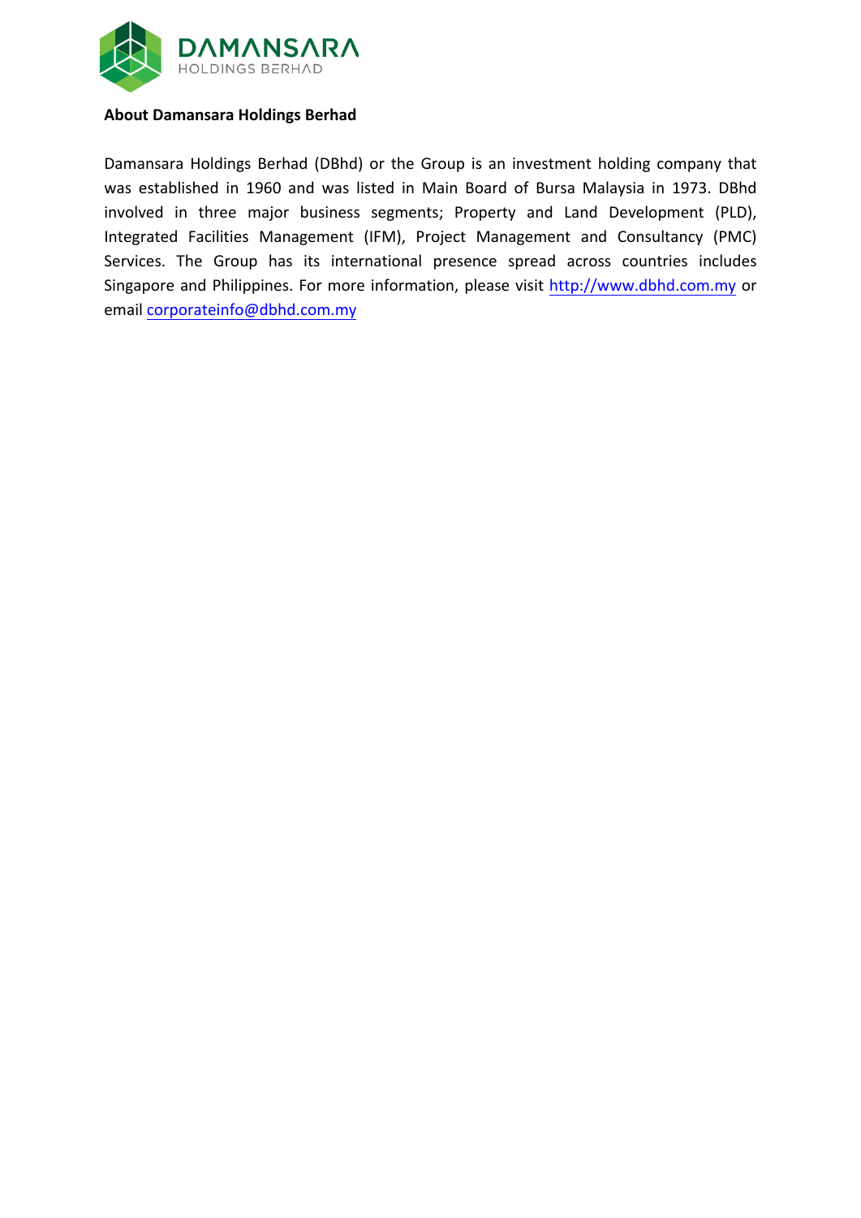**About Damansara Holdings Berhad**

Damansara Holdings Berhad (DBhd) or the Group is an investment holding company that was established in 1960 and was listed in Main Board of Bursa Malaysia in 1973. DBhd involved in three major business segments; Property and Land Development (PLD), Integrated Facilities Management (IFM), Project Management and Consultancy (PMC) Services. The Group has its international presence spread across countries includes Singapore and Philippines. For more information, please visit http://www.dbhd.com.my or email corporateinfo@dbhd.com.my